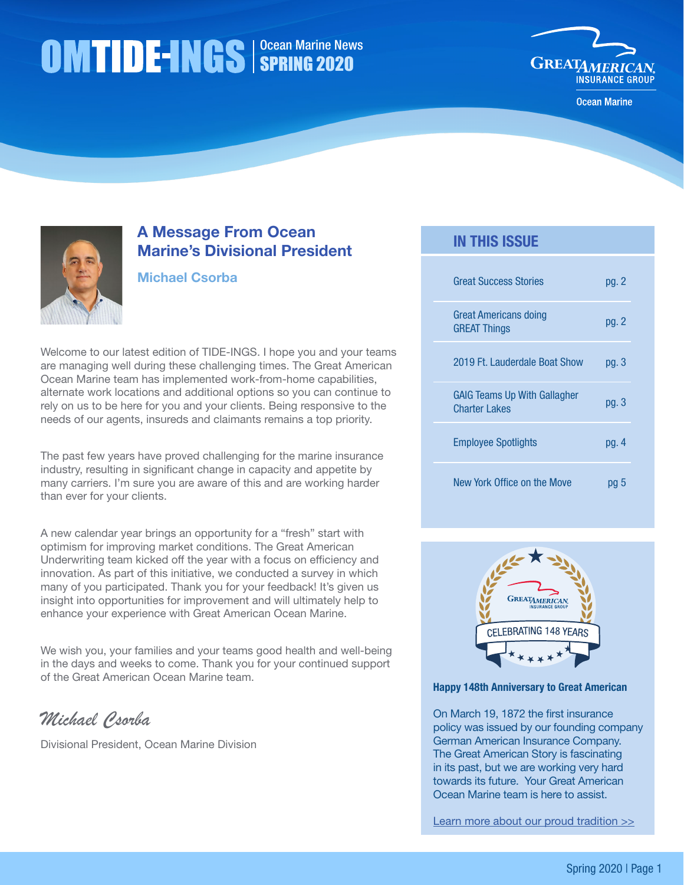# OMTIDE-INGS | Ocean Marine News SPRING 2020

Great American Insurance Group
Ocean Marine

## A Message From Ocean Marine's Divisional President

**Michael Csorba**

Welcome to our latest edition of TIDE-INGS. I hope you and your teams are managing well during these challenging times. The Great American Ocean Marine team has implemented work-from-home capabilities, alternate work locations and additional options so you can continue to rely on us to be here for you and your clients. Being responsive to the needs of our agents, insureds and claimants remains a top priority.

The past few years have proved challenging for the marine insurance industry, resulting in significant change in capacity and appetite by many carriers. I'm sure you are aware of this and are working harder than ever for your clients.

A new calendar year brings an opportunity for a "fresh" start with optimism for improving market conditions. The Great American Underwriting team kicked off the year with a focus on efficiency and innovation. As part of this initiative, we conducted a survey in which many of you participated. Thank you for your feedback! It's given us insight into opportunities for improvement and will ultimately help to enhance your experience with Great American Ocean Marine.

We wish you, your families and your teams good health and well-being in the days and weeks to come. Thank you for your continued support of the Great American Ocean Marine team.

*Michael Csorba*

Divisional President, Ocean Marine Division

## IN THIS ISSUE

| | |
|---|---|
| Great Success Stories | pg. 2 |
| Great Americans doing GREAT Things | pg. 2 |
| 2019 Ft. Lauderdale Boat Show | pg. 3 |
| GAIG Teams Up With Gallagher Charter Lakes | pg. 3 |
| Employee Spotlights | pg. 4 |
| New York Office on the Move | pg 5 |

CELEBRATING 148 YEARS

**Happy 148th Anniversary to Great American**

On March 19, 1872 the first insurance policy was issued by our founding company German American Insurance Company. The Great American Story is fascinating in its past, but we are working very hard towards its future. Your Great American Ocean Marine team is here to assist.

Learn more about our proud tradition >>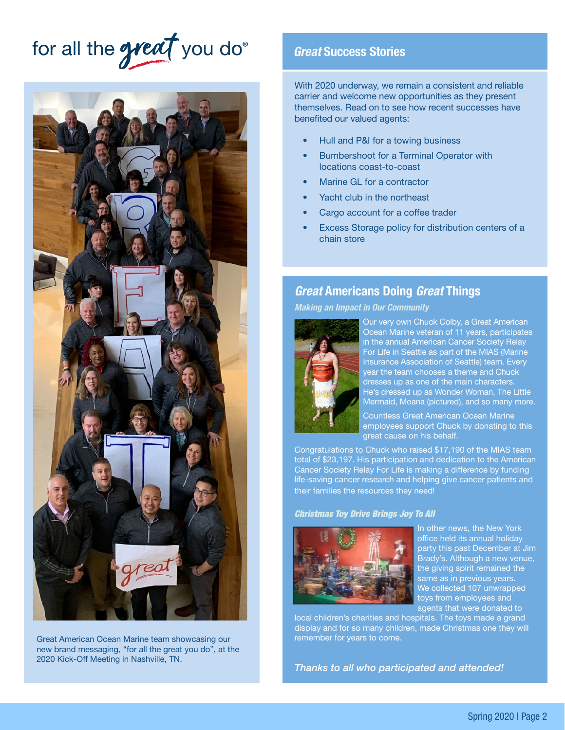# for all the great you do®

Great American Ocean Marine team showcasing our new brand messaging, "for all the great you do", at the 2020 Kick-Off Meeting in Nashville, TN.

## *Great* Success Stories

With 2020 underway, we remain a consistent and reliable carrier and welcome new opportunities as they present themselves. Read on to see how recent successes have benefited our valued agents:

- Hull and P&I for a towing business
- Bumbershoot for a Terminal Operator with locations coast-to-coast
- Marine GL for a contractor
- Yacht club in the northeast
- Cargo account for a coffee trader
- Excess Storage policy for distribution centers of a chain store

## *Great* Americans Doing *Great* Things

### *Making an Impact in Our Community*

Our very own Chuck Colby, a Great American Ocean Marine veteran of 11 years, participates in the annual American Cancer Society Relay For Life in Seattle as part of the MIAS (Marine Insurance Association of Seattle) team. Every year the team chooses a theme and Chuck dresses up as one of the main characters. He's dressed up as Wonder Woman, The Little Mermaid, Moana (pictured), and so many more.

Countless Great American Ocean Marine employees support Chuck by donating to this great cause on his behalf.

Congratulations to Chuck who raised $17,190 of the MIAS team total of $23,197. His participation and dedication to the American Cancer Society Relay For Life is making a difference by funding life-saving cancer research and helping give cancer patients and their families the resources they need!

### *Christmas Toy Drive Brings Joy To All*

In other news, the New York office held its annual holiday party this past December at Jim Brady's. Although a new venue, the giving spirit remained the same as in previous years. We collected 107 unwrapped toys from employees and agents that were donated to local children's charities and hospitals. The toys made a grand display and for so many children, made Christmas one they will remember for years to come.

*Thanks to all who participated and attended!*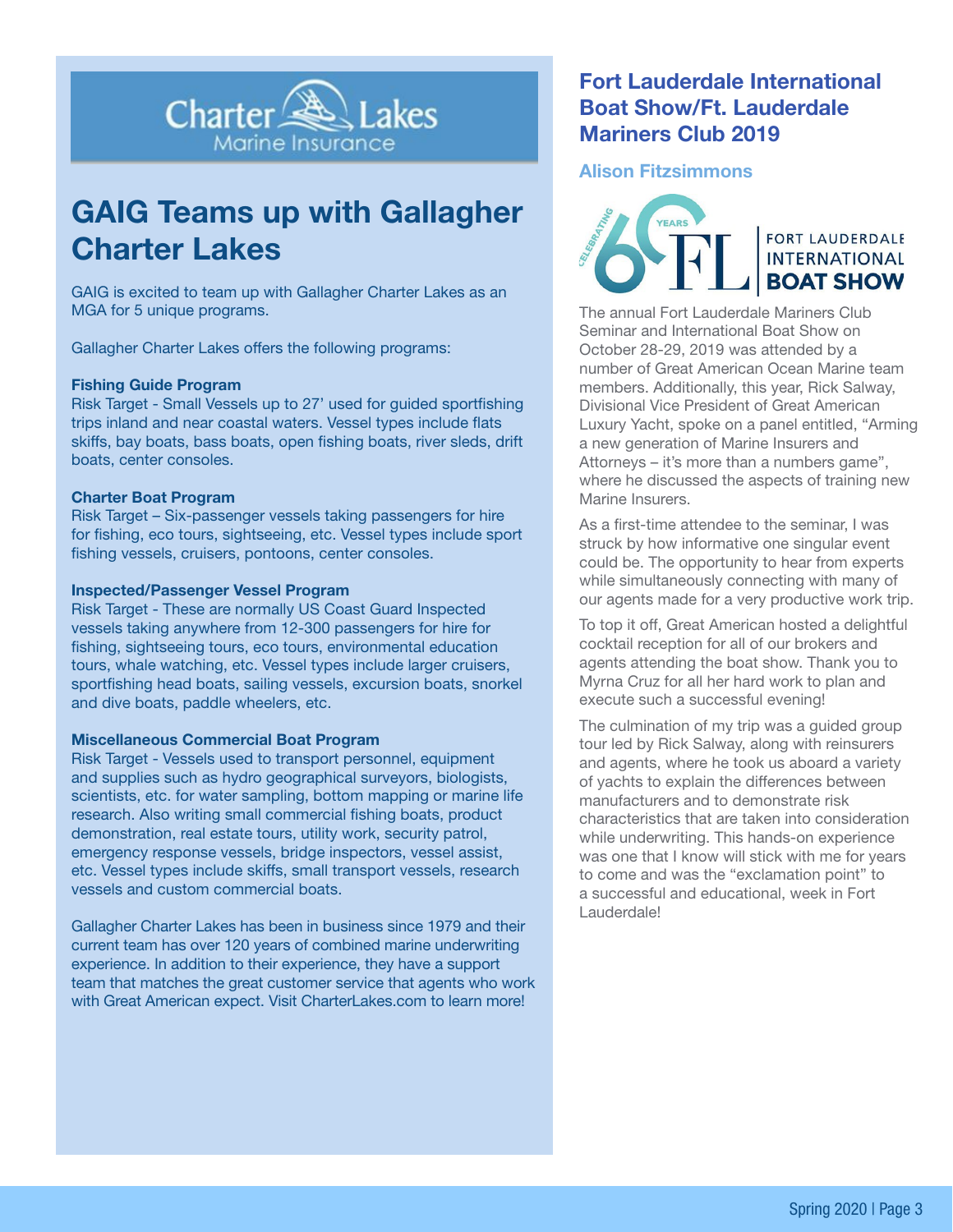Charter Lakes
Marine Insurance

# GAIG Teams up with Gallagher Charter Lakes

GAIG is excited to team up with Gallagher Charter Lakes as an MGA for 5 unique programs.

Gallagher Charter Lakes offers the following programs:

**Fishing Guide Program**
Risk Target - Small Vessels up to 27' used for guided sportfishing trips inland and near coastal waters. Vessel types include flats skiffs, bay boats, bass boats, open fishing boats, river sleds, drift boats, center consoles.

**Charter Boat Program**
Risk Target – Six-passenger vessels taking passengers for hire for fishing, eco tours, sightseeing, etc. Vessel types include sport fishing vessels, cruisers, pontoons, center consoles.

**Inspected/Passenger Vessel Program**
Risk Target - These are normally US Coast Guard Inspected vessels taking anywhere from 12-300 passengers for hire for fishing, sightseeing tours, eco tours, environmental education tours, whale watching, etc. Vessel types include larger cruisers, sportfishing head boats, sailing vessels, excursion boats, snorkel and dive boats, paddle wheelers, etc.

**Miscellaneous Commercial Boat Program**
Risk Target - Vessels used to transport personnel, equipment and supplies such as hydro geographical surveyors, biologists, scientists, etc. for water sampling, bottom mapping or marine life research. Also writing small commercial fishing boats, product demonstration, real estate tours, utility work, security patrol, emergency response vessels, bridge inspectors, vessel assist, etc. Vessel types include skiffs, small transport vessels, research vessels and custom commercial boats.

Gallagher Charter Lakes has been in business since 1979 and their current team has over 120 years of combined marine underwriting experience. In addition to their experience, they have a support team that matches the great customer service that agents who work with Great American expect. Visit CharterLakes.com to learn more!

## Fort Lauderdale International Boat Show/Ft. Lauderdale Mariners Club 2019

### Alison Fitzsimmons

Celebrating 60 Years FLL Fort Lauderdale International Boat Show

The annual Fort Lauderdale Mariners Club Seminar and International Boat Show on October 28-29, 2019 was attended by a number of Great American Ocean Marine team members. Additionally, this year, Rick Salway, Divisional Vice President of Great American Luxury Yacht, spoke on a panel entitled, "Arming a new generation of Marine Insurers and Attorneys – it's more than a numbers game", where he discussed the aspects of training new Marine Insurers.

As a first-time attendee to the seminar, I was struck by how informative one singular event could be. The opportunity to hear from experts while simultaneously connecting with many of our agents made for a very productive work trip.

To top it off, Great American hosted a delightful cocktail reception for all of our brokers and agents attending the boat show. Thank you to Myrna Cruz for all her hard work to plan and execute such a successful evening!

The culmination of my trip was a guided group tour led by Rick Salway, along with reinsurers and agents, where he took us aboard a variety of yachts to explain the differences between manufacturers and to demonstrate risk characteristics that are taken into consideration while underwriting. This hands-on experience was one that I know will stick with me for years to come and was the "exclamation point" to a successful and educational, week in Fort Lauderdale!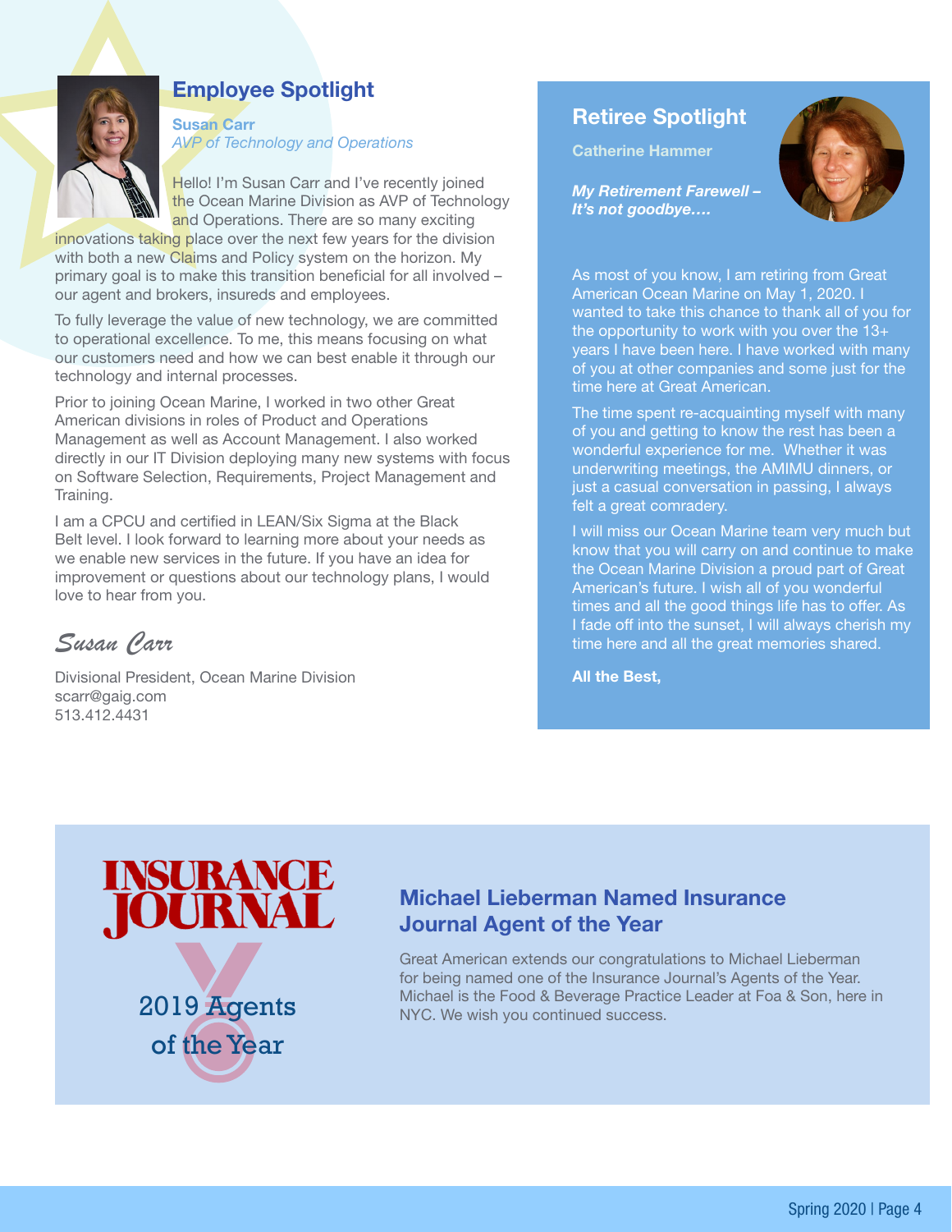## Employee Spotlight

**Susan Carr**
*AVP of Technology and Operations*

Hello! I'm Susan Carr and I've recently joined the Ocean Marine Division as AVP of Technology and Operations. There are so many exciting innovations taking place over the next few years for the division with both a new Claims and Policy system on the horizon. My primary goal is to make this transition beneficial for all involved – our agent and brokers, insureds and employees.

To fully leverage the value of new technology, we are committed to operational excellence. To me, this means focusing on what our customers need and how we can best enable it through our technology and internal processes.

Prior to joining Ocean Marine, I worked in two other Great American divisions in roles of Product and Operations Management as well as Account Management. I also worked directly in our IT Division deploying many new systems with focus on Software Selection, Requirements, Project Management and Training.

I am a CPCU and certified in LEAN/Six Sigma at the Black Belt level. I look forward to learning more about your needs as we enable new services in the future. If you have an idea for improvement or questions about our technology plans, I would love to hear from you.

*Susan Carr*

Divisional President, Ocean Marine Division
scarr@gaig.com
513.412.4431

## Retiree Spotlight

**Catherine Hammer**

***My Retirement Farewell – It's not goodbye….***

As most of you know, I am retiring from Great American Ocean Marine on May 1, 2020. I wanted to take this chance to thank all of you for the opportunity to work with you over the 13+ years I have been here. I have worked with many of you at other companies and some just for the time here at Great American.

The time spent re-acquainting myself with many of you and getting to know the rest has been a wonderful experience for me. Whether it was underwriting meetings, the AMIMU dinners, or just a casual conversation in passing, I always felt a great comradery.

I will miss our Ocean Marine team very much but know that you will carry on and continue to make the Ocean Marine Division a proud part of Great American's future. I wish all of you wonderful times and all the good things life has to offer. As I fade off into the sunset, I will always cherish my time here and all the great memories shared.

**All the Best,**

INSURANCE JOURNAL

2019 Agents of the Year

## Michael Lieberman Named Insurance Journal Agent of the Year

Great American extends our congratulations to Michael Lieberman for being named one of the Insurance Journal's Agents of the Year. Michael is the Food & Beverage Practice Leader at Foa & Son, here in NYC. We wish you continued success.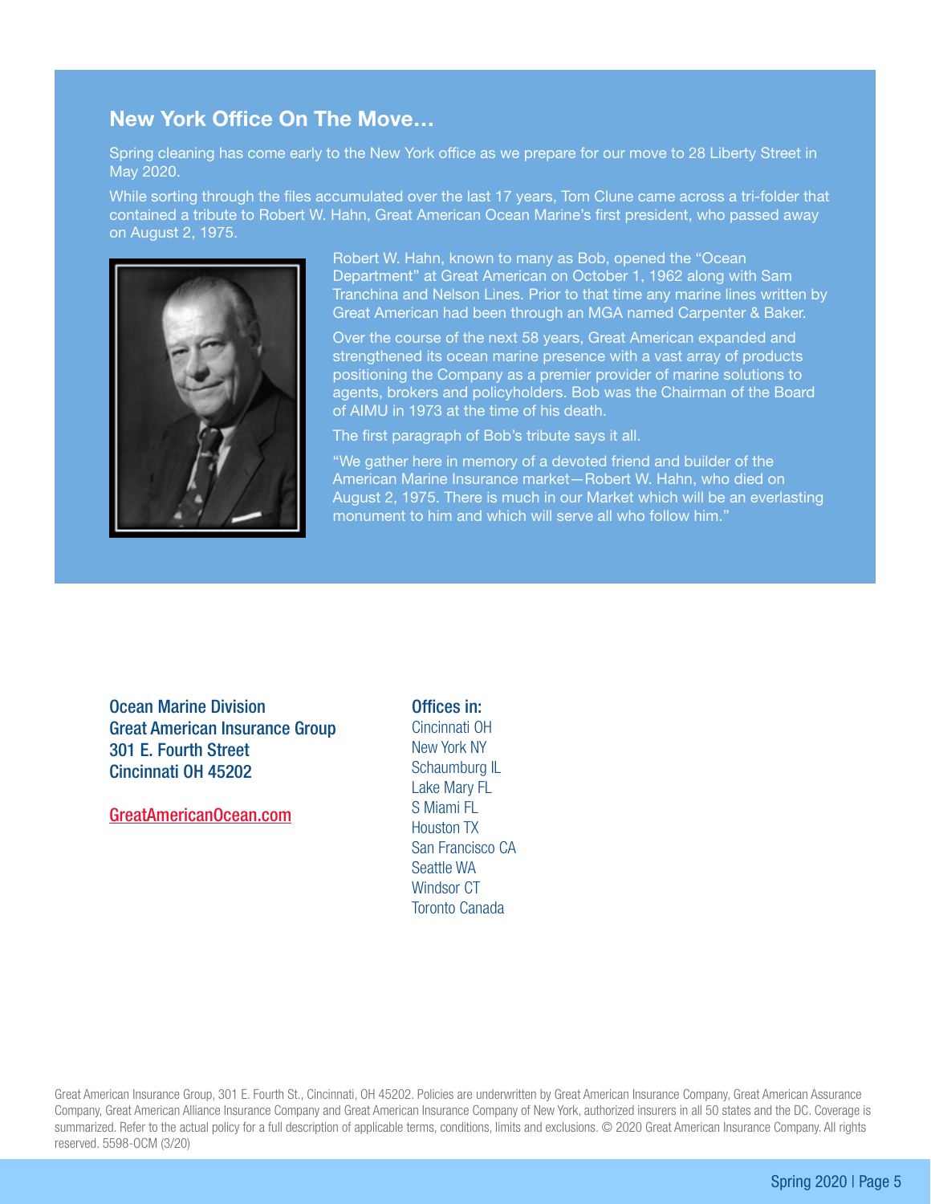## New York Office On The Move…

Spring cleaning has come early to the New York office as we prepare for our move to 28 Liberty Street in May 2020.

While sorting through the files accumulated over the last 17 years, Tom Clune came across a tri-folder that contained a tribute to Robert W. Hahn, Great American Ocean Marine's first president, who passed away on August 2, 1975.

Robert W. Hahn, known to many as Bob, opened the "Ocean Department" at Great American on October 1, 1962 along with Sam Tranchina and Nelson Lines. Prior to that time any marine lines written by Great American had been through an MGA named Carpenter & Baker.

Over the course of the next 58 years, Great American expanded and strengthened its ocean marine presence with a vast array of products positioning the Company as a premier provider of marine solutions to agents, brokers and policyholders. Bob was the Chairman of the Board of AIMU in 1973 at the time of his death.

The first paragraph of Bob's tribute says it all.

"We gather here in memory of a devoted friend and builder of the American Marine Insurance market—Robert W. Hahn, who died on August 2, 1975. There is much in our Market which will be an everlasting monument to him and which will serve all who follow him."

**Ocean Marine Division**
**Great American Insurance Group**
**301 E. Fourth Street**
**Cincinnati OH 45202**

GreatAmericanOcean.com

**Offices in:**
Cincinnati OH
New York NY
Schaumburg IL
Lake Mary FL
S Miami FL
Houston TX
San Francisco CA
Seattle WA
Windsor CT
Toronto Canada

Great American Insurance Group, 301 E. Fourth St., Cincinnati, OH 45202. Policies are underwritten by Great American Insurance Company, Great American Assurance Company, Great American Alliance Insurance Company and Great American Insurance Company of New York, authorized insurers in all 50 states and the DC. Coverage is summarized. Refer to the actual policy for a full description of applicable terms, conditions, limits and exclusions. © 2020 Great American Insurance Company. All rights reserved. 5598-OCM (3/20)